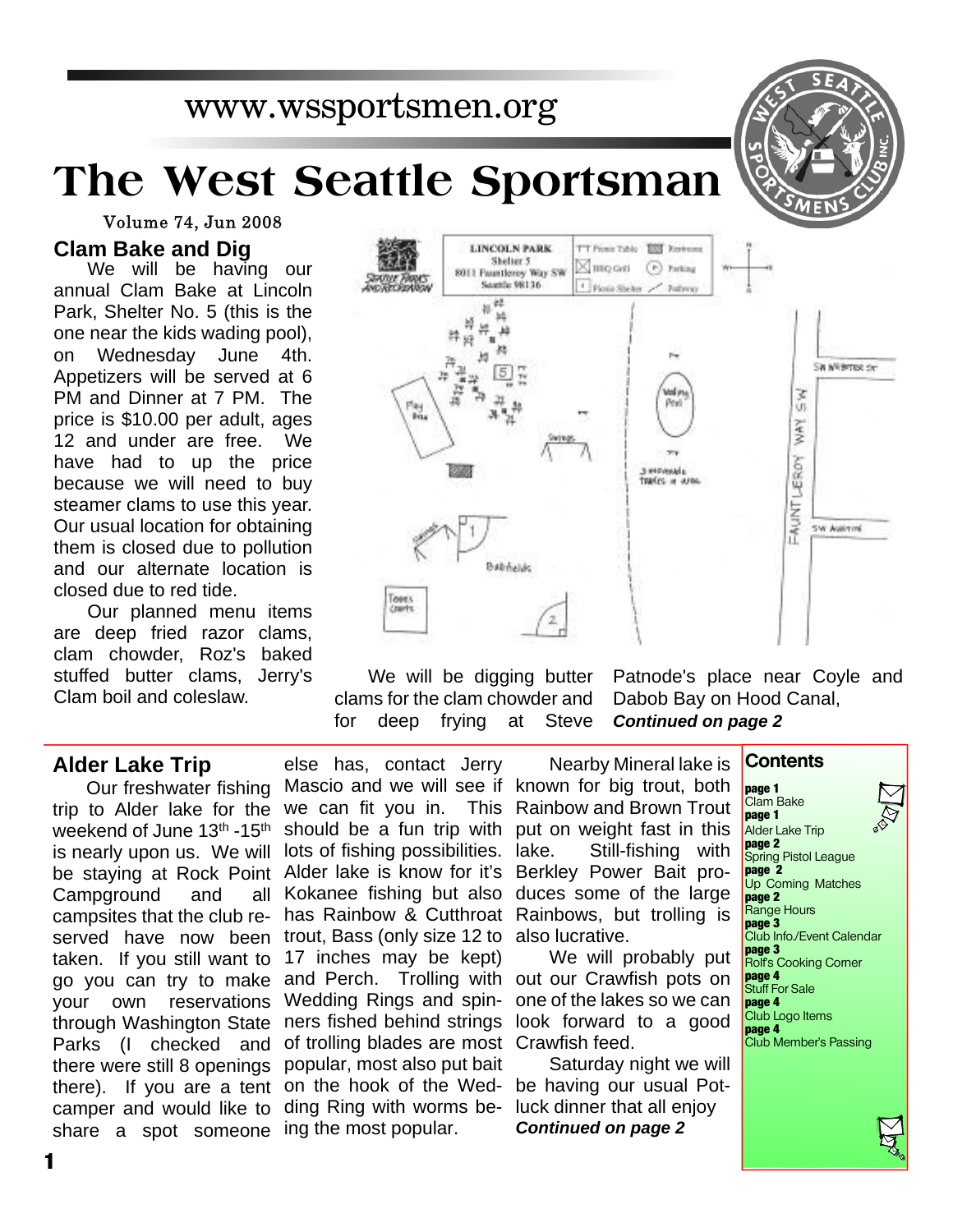www.wssportsmen.org

# The West Seattle Sportsman

Volume 74, Jun 2008

## Clam Bake and Dig

We will be having our annual Clam Bake at Lincoln Park, Shelter No. 5 (this is the one near the kids wading pool), on Wednesday June 4th. Appetizers will be served at 6 PM and Dinner at 7 PM. The price is $10.00 per adult, ages 12 and under are free. We have had to up the price because we will need to buy steamer clams to use this year. Our usual location for obtaining them is closed due to pollution and our alternate location is closed due to red tide.

Our planned menu items are deep fried razor clams, clam chowder, Roz's baked stuffed butter clams, Jerry's Clam boil and coleslaw.

We will be digging butter clams for the clam chowder and for deep frying at Steve Patnode's place near Coyle and Dabob Bay on Hood Canal, ***Continued on page 2***

## Alder Lake Trip

Our freshwater fishing trip to Alder lake for the weekend of June 13th -15th is nearly upon us. We will be staying at Rock Point Campground and all campsites that the club reserved have now been taken. If you still want to go you can try to make your own reservations through Washington State Parks (I checked and there were still 8 openings there). If you are a tent camper and would like to share a spot someone else has, contact Jerry Mascio and we will see if we can fit you in. This should be a fun trip with lots of fishing possibilities. Alder lake is know for it's Kokanee fishing but also has Rainbow & Cutthroat trout, Bass (only size 12 to 17 inches may be kept) and Perch. Trolling with Wedding Rings and spinners fished behind strings of trolling blades are most popular, most also put bait on the hook of the Wedding Ring with worms being the most popular.

Nearby Mineral lake is known for big trout, both Rainbow and Brown Trout put on weight fast in this lake. Still-fishing with Berkley Power Bait produces some of the large Rainbows, but trolling is also lucrative.

We will probably put out our Crawfish pots on one of the lakes so we can look forward to a good Crawfish feed.

Saturday night we will be having our usual Potluck dinner that all enjoy ***Continued on page 2***

## Contents

- **page 1** Clam Bake
- **page 1** Alder Lake Trip
- **page 2** Spring Pistol League
- **page 2** Up Coming Matches
- **page 2** Range Hours
- **page 3** Club Info./Event Calendar
- **page 3** Rolf's Cooking Corner
- **page 4** Stuff For Sale
- **page 4** Club Logo Items
- **page 4** Club Member's Passing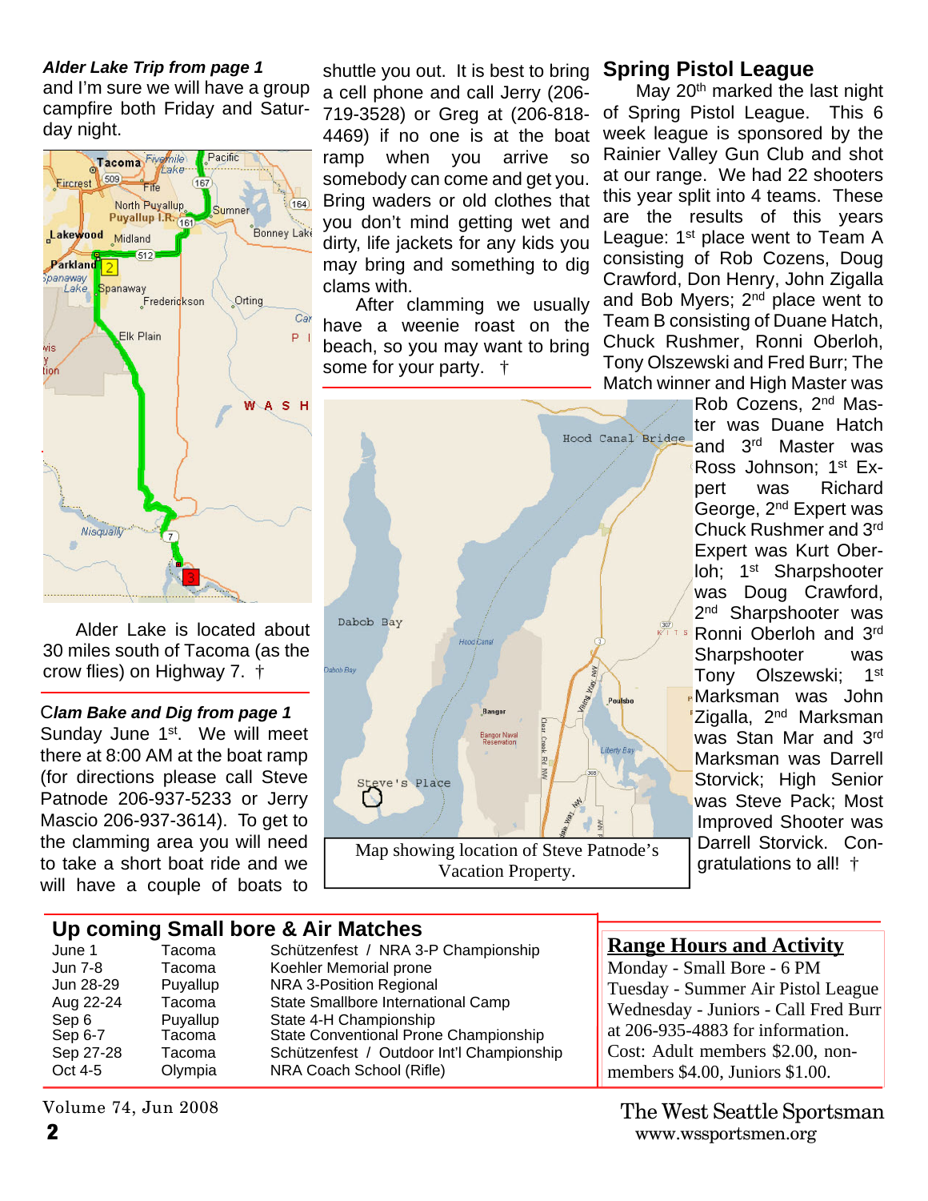### *Alder Lake Trip from page 1*

and I'm sure we will have a group campfire both Friday and Saturday night.

Alder Lake is located about 30 miles south of Tacoma (as the crow flies) on Highway 7. †

### *Clam Bake and Dig from page 1*

Sunday June 1st. We will meet there at 8:00 AM at the boat ramp (for directions please call Steve Patnode 206-937-5233 or Jerry Mascio 206-937-3614). To get to the clamming area you will need to take a short boat ride and we will have a couple of boats to shuttle you out. It is best to bring a cell phone and call Jerry (206-719-3528) or Greg at (206-818-4469) if no one is at the boat ramp when you arrive so somebody can come and get you. Bring waders or old clothes that you don't mind getting wet and dirty, life jackets for any kids you may bring and something to dig clams with.

After clamming we usually have a weenie roast on the beach, so you may want to bring some for your party. †

Map showing location of Steve Patnode's Vacation Property.

## Spring Pistol League

May 20th marked the last night of Spring Pistol League. This 6 week league is sponsored by the Rainier Valley Gun Club and shot at our range. We had 22 shooters this year split into 4 teams. These are the results of this years League: 1st place went to Team A consisting of Rob Cozens, Doug Crawford, Don Henry, John Zigalla and Bob Myers; 2nd place went to Team B consisting of Duane Hatch, Chuck Rushmer, Ronni Oberloh, Tony Olszewski and Fred Burr; The Match winner and High Master was Rob Cozens, 2nd Master was Duane Hatch and 3rd Master was Ross Johnson; 1st Expert was Richard George, 2nd Expert was Chuck Rushmer and 3rd Expert was Kurt Oberloh; 1st Sharpshooter was Doug Crawford, 2nd Sharpshooter was Ronni Oberloh and 3rd Sharpshooter was Tony Olszewski; 1st Marksman was John Zigalla, 2nd Marksman was Stan Mar and 3rd Marksman was Darrell Storvick; High Senior was Steve Pack; Most Improved Shooter was Darrell Storvick. Congratulations to all! †

## Up coming Small bore & Air Matches

| | | |
|---|---|---|
| June 1 | Tacoma | Schützenfest / NRA 3-P Championship |
| Jun 7-8 | Tacoma | Koehler Memorial prone |
| Jun 28-29 | Puyallup | NRA 3-Position Regional |
| Aug 22-24 | Tacoma | State Smallbore International Camp |
| Sep 6 | Puyallup | State 4-H Championship |
| Sep 6-7 | Tacoma | State Conventional Prone Championship |
| Sep 27-28 | Tacoma | Schützenfest / Outdoor Int'l Championship |
| Oct 4-5 | Olympia | NRA Coach School (Rifle) |

## Range Hours and Activity

Monday - Small Bore - 6 PM
Tuesday - Summer Air Pistol League
Wednesday - Juniors - Call Fred Burr at 206-935-4883 for information.
Cost: Adult members $2.00, non-members $4.00, Juniors $1.00.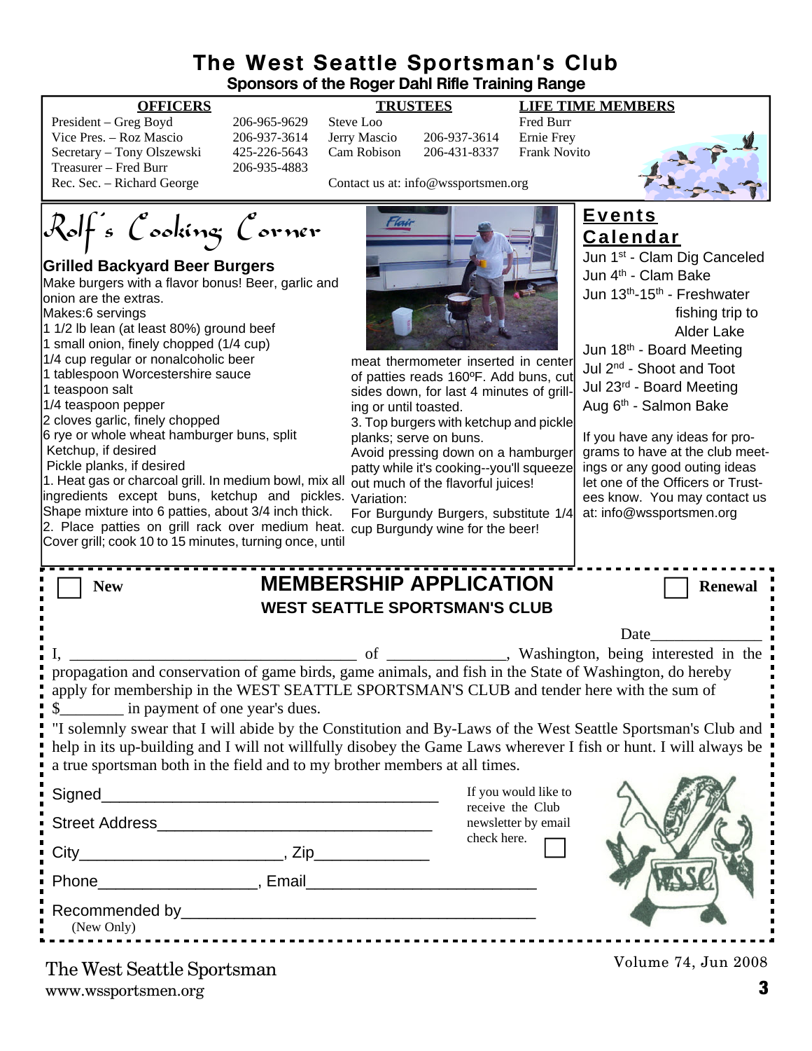# The West Seattle Sportsman's Club

**Sponsors of the Roger Dahl Rifle Training Range**

| OFFICERS | | TRUSTEES | | LIFE TIME MEMBERS |
|---|---|---|---|---|
| President – Greg Boyd | 206-965-9629 | Steve Loo | | Fred Burr |
| Vice Pres. – Roz Mascio | 206-937-3614 | Jerry Mascio | 206-937-3614 | Ernie Frey |
| Secretary – Tony Olszewski | 425-226-5643 | Cam Robison | 206-431-8337 | Frank Novito |
| Treasurer – Fred Burr | 206-935-4883 | | | |
| Rec. Sec. – Richard George | | Contact us at: info@wssportsmen.org | | |

## Rolf's Cooking Corner

### Grilled Backyard Beer Burgers

Make burgers with a flavor bonus! Beer, garlic and onion are the extras.

Makes:6 servings

1 1/2 lb lean (at least 80%) ground beef
1 small onion, finely chopped (1/4 cup)
1/4 cup regular or nonalcoholic beer
1 tablespoon Worcestershire sauce
1 teaspoon salt
1/4 teaspoon pepper
2 cloves garlic, finely chopped
6 rye or whole wheat hamburger buns, split
Ketchup, if desired
Pickle planks, if desired

1. Heat gas or charcoal grill. In medium bowl, mix all ingredients except buns, ketchup and pickles. Shape mixture into 6 patties, about 3/4 inch thick.
2. Place patties on grill rack over medium heat. Cover grill; cook 10 to 15 minutes, turning once, until meat thermometer inserted in center of patties reads 160ºF. Add buns, cut sides down, for last 4 minutes of grilling or until toasted.
3. Top burgers with ketchup and pickle planks; serve on buns.

Avoid pressing down on a hamburger patty while it's cooking--you'll squeeze out much of the flavorful juices!

Variation:
For Burgundy Burgers, substitute 1/4 cup Burgundy wine for the beer!

## Events Calendar

Jun 1st - Clam Dig Canceled
Jun 4th - Clam Bake
Jun 13th-15th - Freshwater fishing trip to Alder Lake
Jun 18th - Board Meeting
Jul 2nd - Shoot and Toot
Jul 23rd - Board Meeting
Aug 6th - Salmon Bake

If you have any ideas for programs to have at the club meetings or any good outing ideas let one of the Officers or Trustees know. You may contact us at: info@wssportsmen.org

## MEMBERSHIP APPLICATION

### WEST SEATTLE SPORTSMAN'S CLUB

☐ New ☐ Renewal

Date______________

I, ____________________________________ of _______________, Washington, being interested in the propagation and conservation of game birds, game animals, and fish in the State of Washington, do hereby apply for membership in the WEST SEATTLE SPORTSMAN'S CLUB and tender here with the sum of $________ in payment of one year's dues.

"I solemnly swear that I will abide by the Constitution and By-Laws of the West Seattle Sportsman's Club and help in its up-building and I will not willfully disobey the Game Laws wherever I fish or hunt. I will always be a true sportsman both in the field and to my brother members at all times.

Signed________________________________________

Street Address________________________________

City_______________________, Zip_____________

Phone__________________, Email__________________________

Recommended by_________________________________________
(New Only)

If you would like to receive the Club newsletter by email check here. ☐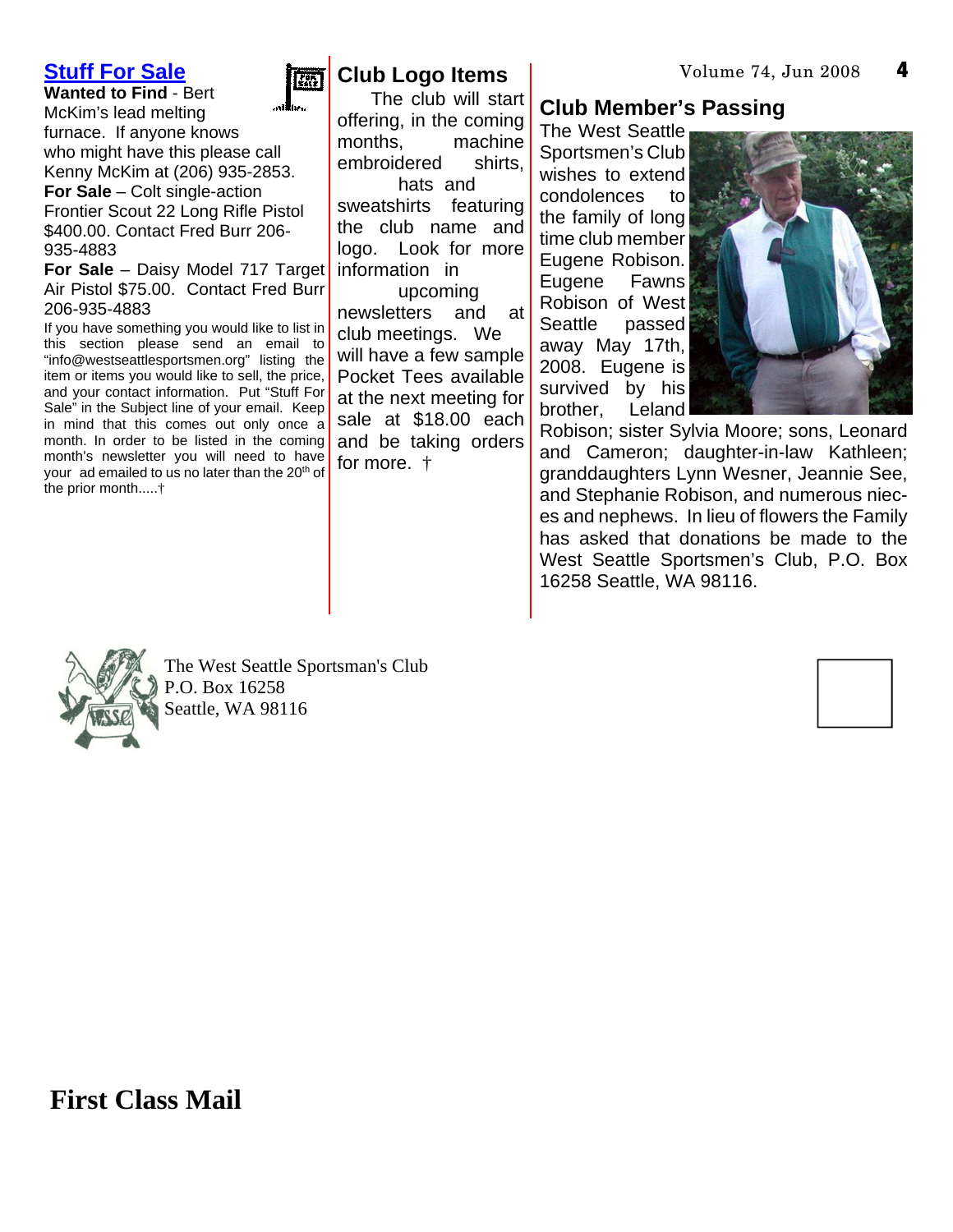## Stuff For Sale

**Wanted to Find** - Bert McKim's lead melting furnace. If anyone knows who might have this please call Kenny McKim at (206) 935-2853.

**For Sale** – Colt single-action Frontier Scout 22 Long Rifle Pistol $400.00. Contact Fred Burr 206-935-4883

**For Sale** – Daisy Model 717 Target Air Pistol $75.00. Contact Fred Burr 206-935-4883

If you have something you would like to list in this section please send an email to "info@westseattlesportsmen.org" listing the item or items you would like to sell, the price, and your contact information. Put "Stuff For Sale" in the Subject line of your email. Keep in mind that this comes out only once a month. In order to be listed in the coming month's newsletter you will need to have your ad emailed to us no later than the 20th of the prior month.....†

## Club Logo Items

The club will start offering, in the coming months, machine embroidered shirts, hats and sweatshirts featuring the club name and logo. Look for more information in upcoming newsletters and at club meetings. We will have a few sample Pocket Tees available at the next meeting for sale at $18.00 each and be taking orders for more. †

## Club Member's Passing

The West Seattle Sportsmen's Club wishes to extend condolences to the family of long time club member Eugene Robison. Eugene Fawns Robison of West Seattle passed away May 17th, 2008. Eugene is survived by his brother, Leland Robison; sister Sylvia Moore; sons, Leonard and Cameron; daughter-in-law Kathleen; granddaughters Lynn Wesner, Jeannie See, and Stephanie Robison, and numerous nieces and nephews. In lieu of flowers the Family has asked that donations be made to the West Seattle Sportsmen's Club, P.O. Box 16258 Seattle, WA 98116.

The West Seattle Sportsman's Club
P.O. Box 16258
Seattle, WA 98116

**First Class Mail**